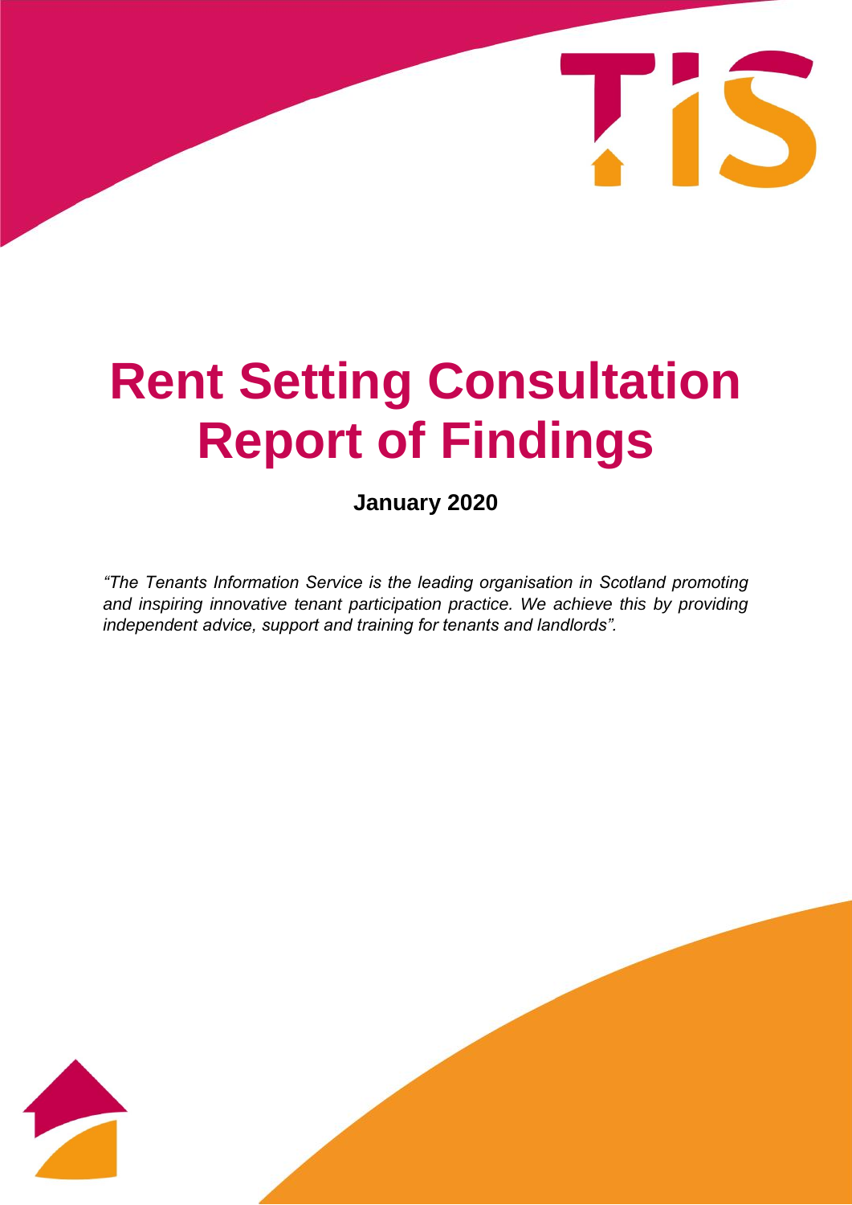# Rent Setting Consultation Report of Findings

**January 2020**

*"The Tenants Information Service is the leading organisation in Scotland promoting and inspiring innovative tenant participation practice. We achieve this by providing independent advice, support and training for tenants and landlords".*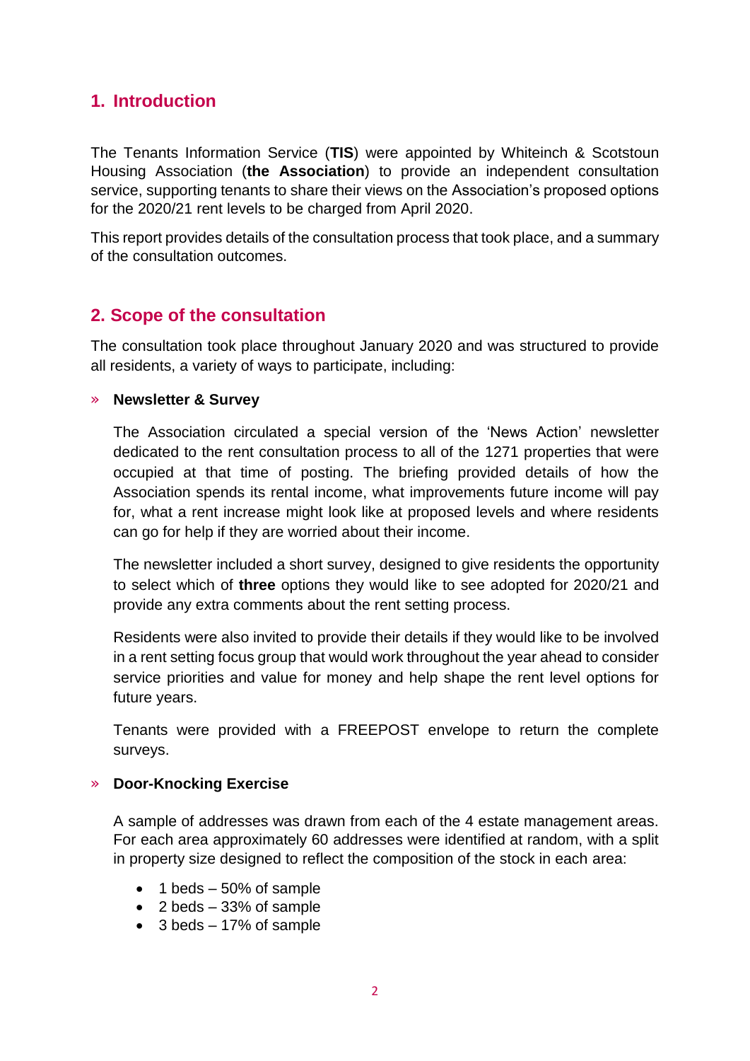## 1. Introduction

The Tenants Information Service (**TIS**) were appointed by Whiteinch & Scotstoun Housing Association (**the Association**) to provide an independent consultation service, supporting tenants to share their views on the Association's proposed options for the 2020/21 rent levels to be charged from April 2020.

This report provides details of the consultation process that took place, and a summary of the consultation outcomes.

## 2. Scope of the consultation

The consultation took place throughout January 2020 and was structured to provide all residents, a variety of ways to participate, including:

» **Newsletter & Survey**

The Association circulated a special version of the 'News Action' newsletter dedicated to the rent consultation process to all of the 1271 properties that were occupied at that time of posting. The briefing provided details of how the Association spends its rental income, what improvements future income will pay for, what a rent increase might look like at proposed levels and where residents can go for help if they are worried about their income.

The newsletter included a short survey, designed to give residents the opportunity to select which of **three** options they would like to see adopted for 2020/21 and provide any extra comments about the rent setting process.

Residents were also invited to provide their details if they would like to be involved in a rent setting focus group that would work throughout the year ahead to consider service priorities and value for money and help shape the rent level options for future years.

Tenants were provided with a FREEPOST envelope to return the complete surveys.

» **Door-Knocking Exercise**

A sample of addresses was drawn from each of the 4 estate management areas. For each area approximately 60 addresses were identified at random, with a split in property size designed to reflect the composition of the stock in each area:

- 1 beds – 50% of sample
- 2 beds – 33% of sample
- 3 beds – 17% of sample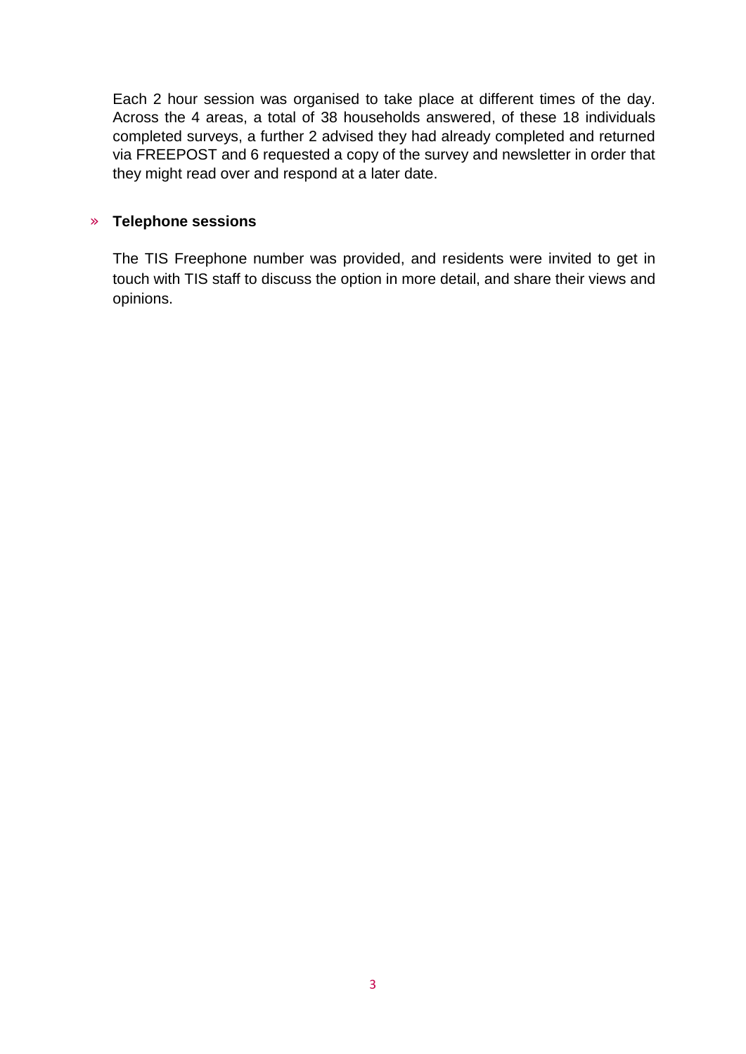Each 2 hour session was organised to take place at different times of the day. Across the 4 areas, a total of 38 households answered, of these 18 individuals completed surveys, a further 2 advised they had already completed and returned via FREEPOST and 6 requested a copy of the survey and newsletter in order that they might read over and respond at a later date.

» **Telephone sessions**

The TIS Freephone number was provided, and residents were invited to get in touch with TIS staff to discuss the option in more detail, and share their views and opinions.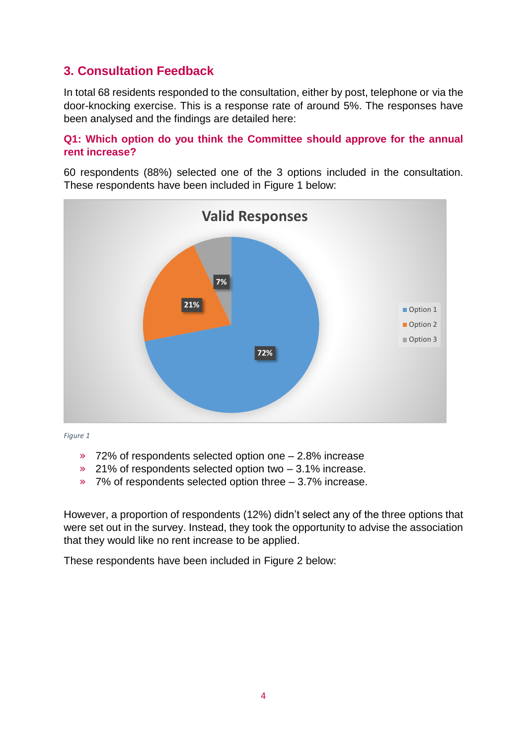## 3. Consultation Feedback

In total 68 residents responded to the consultation, either by post, telephone or via the door-knocking exercise. This is a response rate of around 5%. The responses have been analysed and the findings are detailed here:

### Q1: Which option do you think the Committee should approve for the annual rent increase?

60 respondents (88%) selected one of the 3 options included in the consultation. These respondents have been included in Figure 1 below:

*Figure 1*

- 72% of respondents selected option one – 2.8% increase
- 21% of respondents selected option two – 3.1% increase.
- 7% of respondents selected option three – 3.7% increase.

However, a proportion of respondents (12%) didn't select any of the three options that were set out in the survey. Instead, they took the opportunity to advise the association that they would like no rent increase to be applied.

These respondents have been included in Figure 2 below: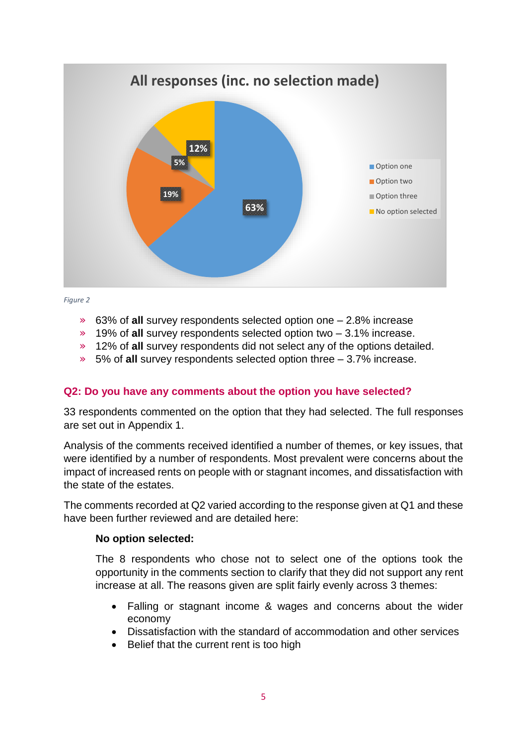Figure 2

- » 63% of **all** survey respondents selected option one – 2.8% increase
- » 19% of **all** survey respondents selected option two – 3.1% increase.
- » 12% of **all** survey respondents did not select any of the options detailed.
- » 5% of **all** survey respondents selected option three – 3.7% increase.

### Q2: Do you have any comments about the option you have selected?

33 respondents commented on the option that they had selected. The full responses are set out in Appendix 1.

Analysis of the comments received identified a number of themes, or key issues, that were identified by a number of respondents. Most prevalent were concerns about the impact of increased rents on people with or stagnant incomes, and dissatisfaction with the state of the estates.

The comments recorded at Q2 varied according to the response given at Q1 and these have been further reviewed and are detailed here:

**No option selected:**

The 8 respondents who chose not to select one of the options took the opportunity in the comments section to clarify that they did not support any rent increase at all. The reasons given are split fairly evenly across 3 themes:

- Falling or stagnant income & wages and concerns about the wider economy
- Dissatisfaction with the standard of accommodation and other services
- Belief that the current rent is too high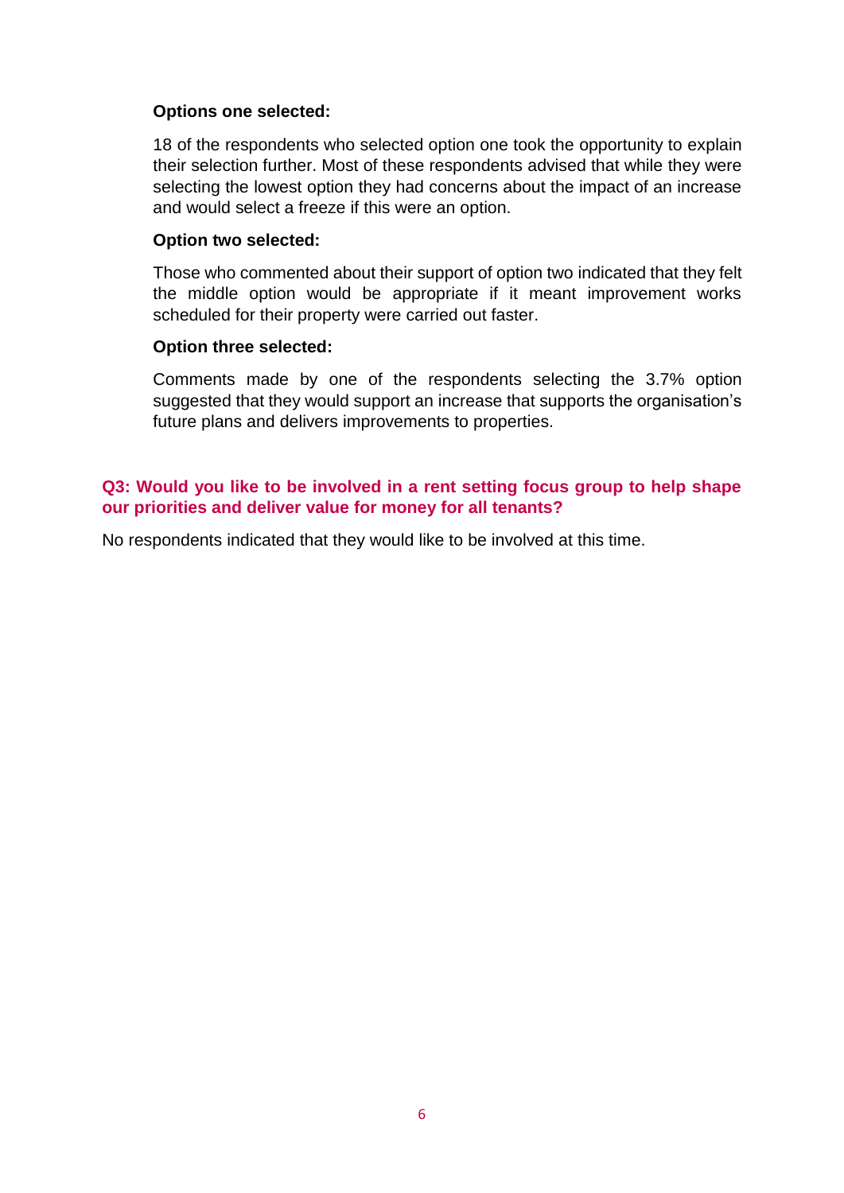**Options one selected:**

18 of the respondents who selected option one took the opportunity to explain their selection further. Most of these respondents advised that while they were selecting the lowest option they had concerns about the impact of an increase and would select a freeze if this were an option.

**Option two selected:**

Those who commented about their support of option two indicated that they felt the middle option would be appropriate if it meant improvement works scheduled for their property were carried out faster.

**Option three selected:**

Comments made by one of the respondents selecting the 3.7% option suggested that they would support an increase that supports the organisation's future plans and delivers improvements to properties.

### Q3: Would you like to be involved in a rent setting focus group to help shape our priorities and deliver value for money for all tenants?

No respondents indicated that they would like to be involved at this time.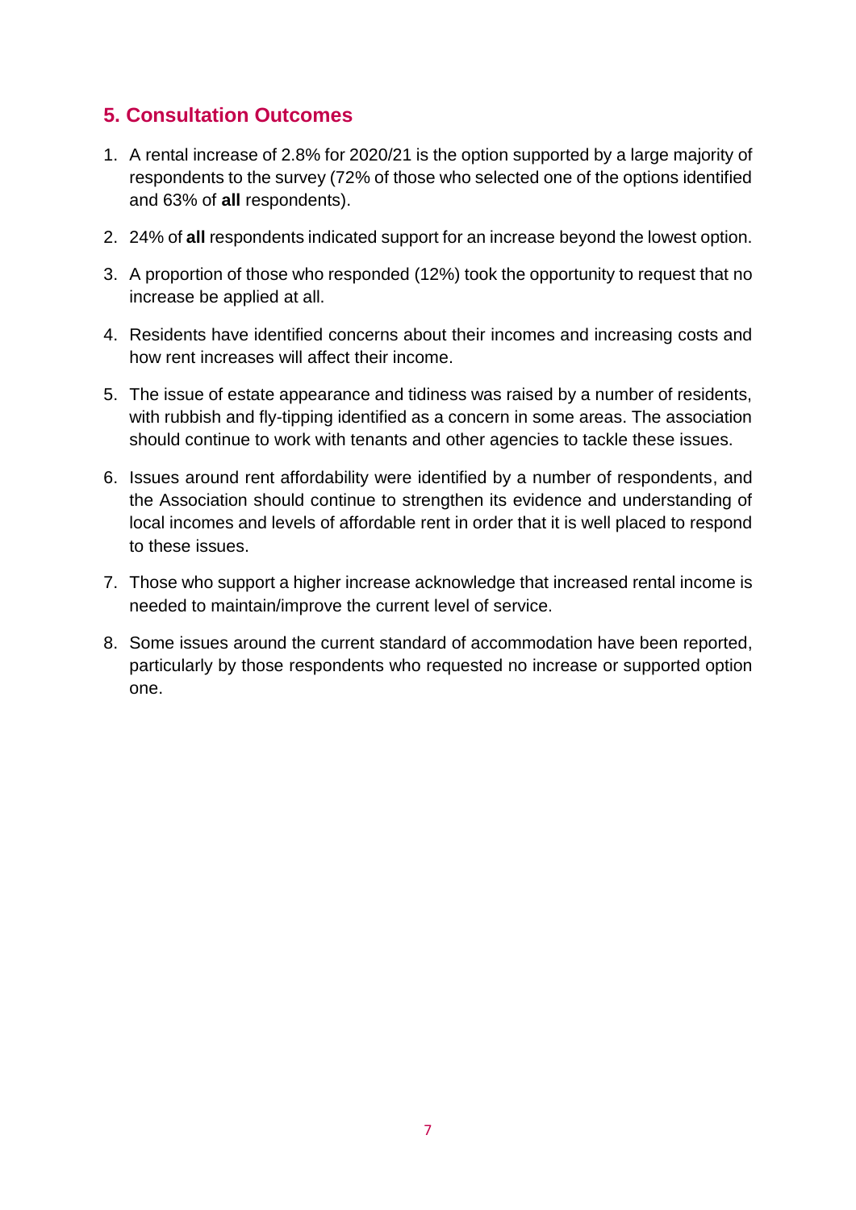## 5. Consultation Outcomes

1. A rental increase of 2.8% for 2020/21 is the option supported by a large majority of respondents to the survey (72% of those who selected one of the options identified and 63% of **all** respondents).

2. 24% of **all** respondents indicated support for an increase beyond the lowest option.

3. A proportion of those who responded (12%) took the opportunity to request that no increase be applied at all.

4. Residents have identified concerns about their incomes and increasing costs and how rent increases will affect their income.

5. The issue of estate appearance and tidiness was raised by a number of residents, with rubbish and fly-tipping identified as a concern in some areas. The association should continue to work with tenants and other agencies to tackle these issues.

6. Issues around rent affordability were identified by a number of respondents, and the Association should continue to strengthen its evidence and understanding of local incomes and levels of affordable rent in order that it is well placed to respond to these issues.

7. Those who support a higher increase acknowledge that increased rental income is needed to maintain/improve the current level of service.

8. Some issues around the current standard of accommodation have been reported, particularly by those respondents who requested no increase or supported option one.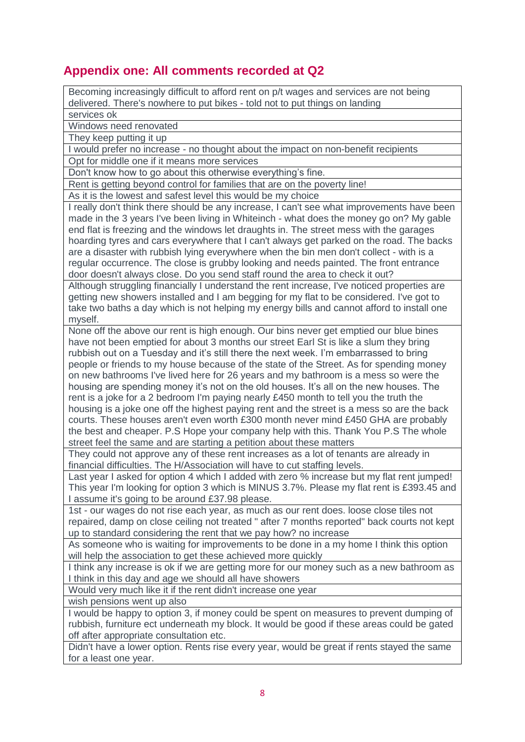## Appendix one: All comments recorded at Q2

| |
|---|
| Becoming increasingly difficult to afford rent on p/t wages and services are not being delivered. There's nowhere to put bikes - told not to put things on landing |
| services ok |
| Windows need renovated |
| They keep putting it up |
| I would prefer no increase - no thought about the impact on non-benefit recipients |
| Opt for middle one if it means more services |
| Don't know how to go about this otherwise everything's fine. |
| Rent is getting beyond control for families that are on the poverty line! |
| As it is the lowest and safest level this would be my choice |
| I really don't think there should be any increase, I can't see what improvements have been made in the 3 years I've been living in Whiteinch - what does the money go on? My gable end flat is freezing and the windows let draughts in. The street mess with the garages hoarding tyres and cars everywhere that I can't always get parked on the road. The backs are a disaster with rubbish lying everywhere when the bin men don't collect - with is a regular occurrence. The close is grubby looking and needs painted. The front entrance door doesn't always close. Do you send staff round the area to check it out? |
| Although struggling financially I understand the rent increase, I've noticed properties are getting new showers installed and I am begging for my flat to be considered. I've got to take two baths a day which is not helping my energy bills and cannot afford to install one myself. |
| None off the above our rent is high enough. Our bins never get emptied our blue bines have not been emptied for about 3 months our street Earl St is like a slum they bring rubbish out on a Tuesday and it's still there the next week. I'm embarrassed to bring people or friends to my house because of the state of the Street. As for spending money on new bathrooms I've lived here for 26 years and my bathroom is a mess so were the housing are spending money it's not on the old houses. It's all on the new houses. The rent is a joke for a 2 bedroom I'm paying nearly £450 month to tell you the truth the housing is a joke one off the highest paying rent and the street is a mess so are the back courts. These houses aren't even worth £300 month never mind £450 GHA are probably the best and cheaper. P.S Hope your company help with this. Thank You P.S The whole street feel the same and are starting a petition about these matters |
| They could not approve any of these rent increases as a lot of tenants are already in financial difficulties. The H/Association will have to cut staffing levels. |
| Last year I asked for option 4 which I added with zero % increase but my flat rent jumped! This year I'm looking for option 3 which is MINUS 3.7%. Please my flat rent is £393.45 and I assume it's going to be around £37.98 please. |
| 1st - our wages do not rise each year, as much as our rent does. loose close tiles not repaired, damp on close ceiling not treated " after 7 months reported" back courts not kept up to standard considering the rent that we pay how? no increase |
| As someone who is waiting for improvements to be done in a my home I think this option will help the association to get these achieved more quickly |
| I think any increase is ok if we are getting more for our money such as a new bathroom as I think in this day and age we should all have showers |
| Would very much like it if the rent didn't increase one year |
| wish pensions went up also |
| I would be happy to option 3, if money could be spent on measures to prevent dumping of rubbish, furniture ect underneath my block. It would be good if these areas could be gated off after appropriate consultation etc. |
| Didn't have a lower option. Rents rise every year, would be great if rents stayed the same for a least one year. |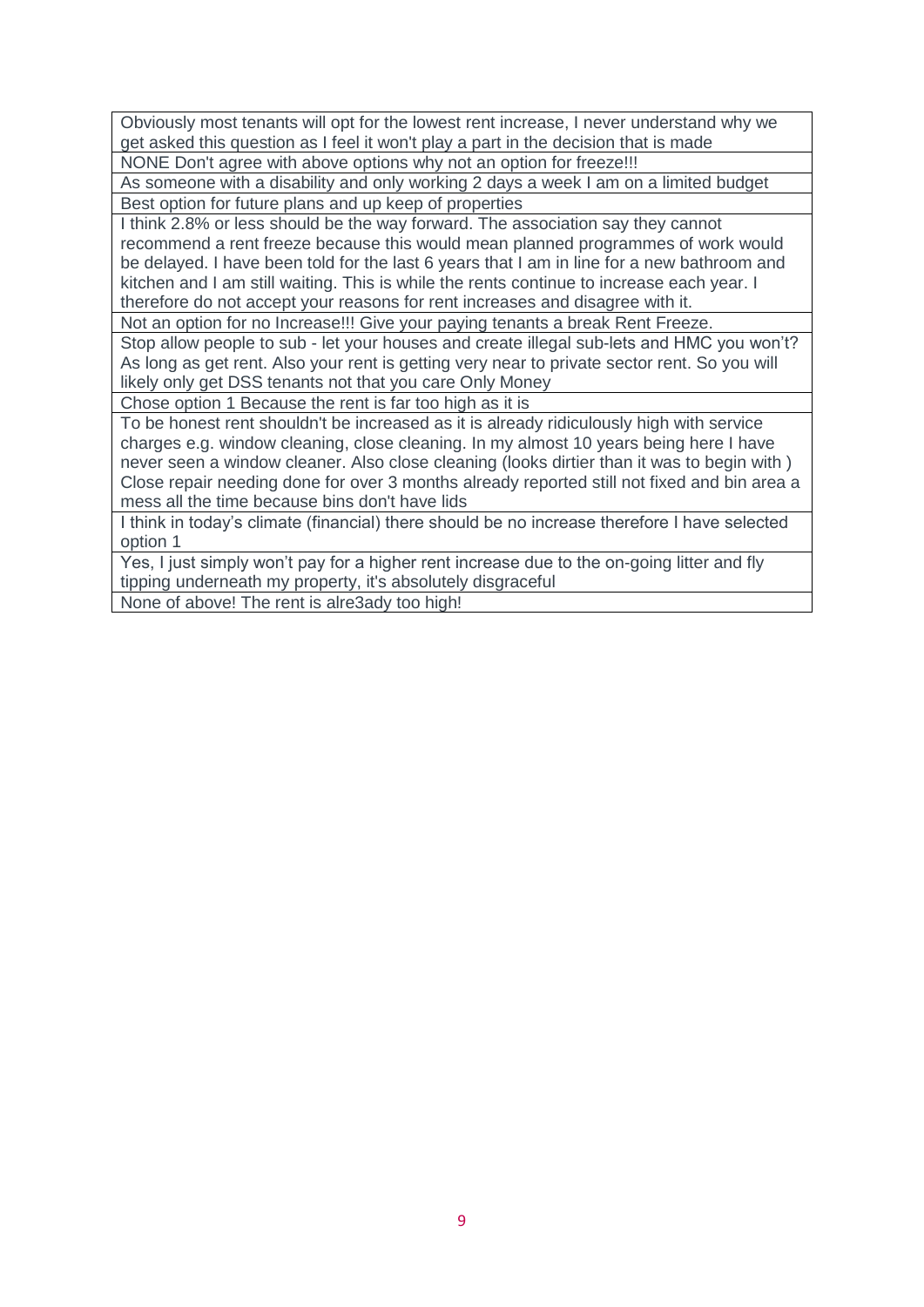| |
|---|
| Obviously most tenants will opt for the lowest rent increase, I never understand why we get asked this question as I feel it won't play a part in the decision that is made |
| NONE Don't agree with above options why not an option for freeze!!! |
| As someone with a disability and only working 2 days a week I am on a limited budget |
| Best option for future plans and up keep of properties |
| I think 2.8% or less should be the way forward. The association say they cannot recommend a rent freeze because this would mean planned programmes of work would be delayed. I have been told for the last 6 years that I am in line for a new bathroom and kitchen and I am still waiting. This is while the rents continue to increase each year. I therefore do not accept your reasons for rent increases and disagree with it. |
| Not an option for no Increase!!! Give your paying tenants a break Rent Freeze. |
| Stop allow people to sub - let your houses and create illegal sub-lets and HMC you won't? As long as get rent. Also your rent is getting very near to private sector rent. So you will likely only get DSS tenants not that you care Only Money |
| Chose option 1 Because the rent is far too high as it is |
| To be honest rent shouldn't be increased as it is already ridiculously high with service charges e.g. window cleaning, close cleaning. In my almost 10 years being here I have never seen a window cleaner. Also close cleaning (looks dirtier than it was to begin with ) Close repair needing done for over 3 months already reported still not fixed and bin area a mess all the time because bins don't have lids |
| I think in today's climate (financial) there should be no increase therefore I have selected option 1 |
| Yes, I just simply won't pay for a higher rent increase due to the on-going litter and fly tipping underneath my property, it's absolutely disgraceful |
| None of above! The rent is alre3ady too high! |